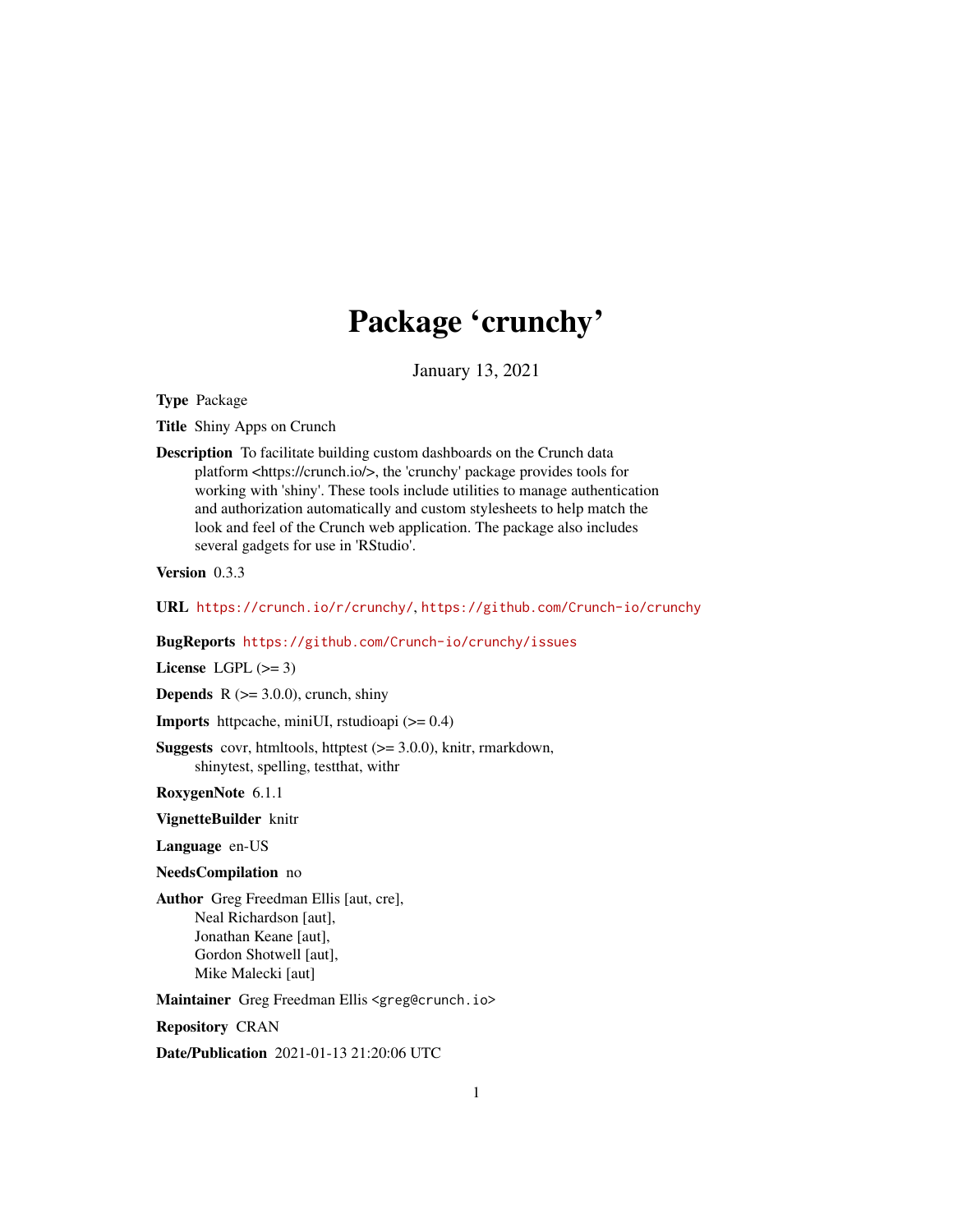# Package ‘crunchy’

January 13, 2021

**Type** Package

**Title** Shiny Apps on Crunch

**Description** To facilitate building custom dashboards on the Crunch data platform <https://crunch.io/>, the 'crunchy' package provides tools for working with 'shiny'. These tools include utilities to manage authentication and authorization automatically and custom stylesheets to help match the look and feel of the Crunch web application. The package also includes several gadgets for use in 'RStudio'.

**Version** 0.3.3

**URL** https://crunch.io/r/crunchy/, https://github.com/Crunch-io/crunchy

**BugReports** https://github.com/Crunch-io/crunchy/issues

**License** LGPL (>= 3)

**Depends** R (>= 3.0.0), crunch, shiny

**Imports** httpcache, miniUI, rstudioapi (>= 0.4)

**Suggests** covr, htmltools, httptest (>= 3.0.0), knitr, rmarkdown, shinytest, spelling, testthat, withr

**RoxygenNote** 6.1.1

**VignetteBuilder** knitr

**Language** en-US

**NeedsCompilation** no

**Author** Greg Freedman Ellis [aut, cre], Neal Richardson [aut], Jonathan Keane [aut], Gordon Shotwell [aut], Mike Malecki [aut]

**Maintainer** Greg Freedman Ellis <greg@crunch.io>

**Repository** CRAN

**Date/Publication** 2021-01-13 21:20:06 UTC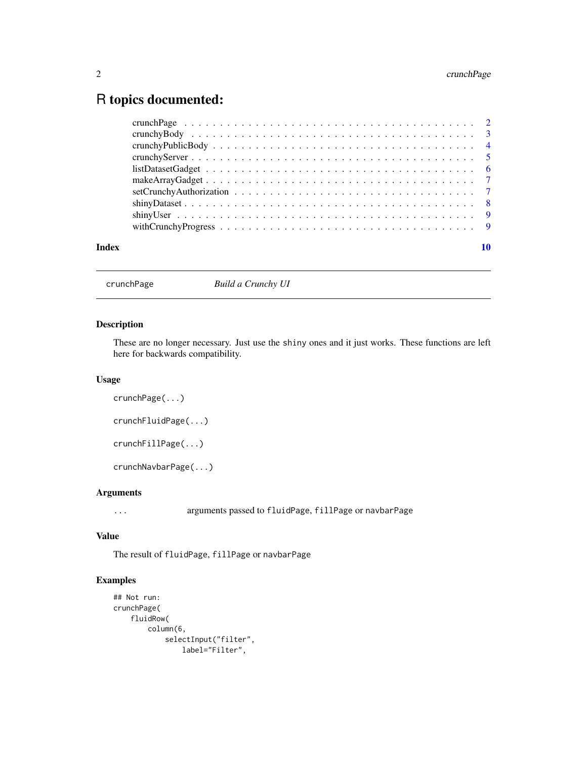# R topics documented:

- crunchPage . . . . . . . . . . . . . . . . . . . . . . . . . . . . . . . . . . . . . . . 2
- crunchyBody . . . . . . . . . . . . . . . . . . . . . . . . . . . . . . . . . . . . . . 3
- crunchyPublicBody . . . . . . . . . . . . . . . . . . . . . . . . . . . . . . . . . . 4
- crunchyServer . . . . . . . . . . . . . . . . . . . . . . . . . . . . . . . . . . . . . 5
- listDatasetGadget . . . . . . . . . . . . . . . . . . . . . . . . . . . . . . . . . . . 6
- makeArrayGadget . . . . . . . . . . . . . . . . . . . . . . . . . . . . . . . . . . . 7
- setCrunchyAuthorization . . . . . . . . . . . . . . . . . . . . . . . . . . . . . . . 7
- shinyDataset . . . . . . . . . . . . . . . . . . . . . . . . . . . . . . . . . . . . . 8
- shinyUser . . . . . . . . . . . . . . . . . . . . . . . . . . . . . . . . . . . . . . . 9
- withCrunchyProgress . . . . . . . . . . . . . . . . . . . . . . . . . . . . . . . . . 9

**Index** **10**

---

## crunchPage *Build a Crunchy UI*

---

### Description

These are no longer necessary. Just use the shiny ones and it just works. These functions are left here for backwards compatibility.

### Usage

```
crunchPage(...)

crunchFluidPage(...)

crunchFillPage(...)

crunchNavbarPage(...)
```

### Arguments

| | |
|---|---|
| ... | arguments passed to `fluidPage`, `fillPage` or `navbarPage` |

### Value

The result of `fluidPage`, `fillPage` or `navbarPage`

### Examples

```
## Not run:
crunchPage(
    fluidRow(
        column(6,
            selectInput("filter",
                label="Filter",
```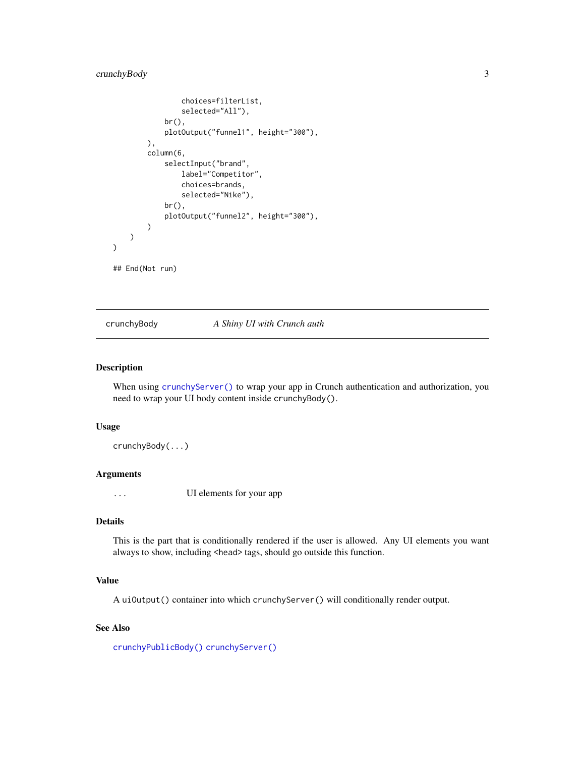```
            choices=filterList,
            selected="All"),
        br(),
        plotOutput("funnel1", height="300"),
    ),
    column(6,
        selectInput("brand",
            label="Competitor",
            choices=brands,
            selected="Nike"),
        br(),
        plotOutput("funnel2", height="300"),
    )
  )
)

## End(Not run)
```

---

crunchyBody *A Shiny UI with Crunch auth*

---

## Description

When using crunchyServer() to wrap your app in Crunch authentication and authorization, you need to wrap your UI body content inside `crunchyBody()`.

## Usage

```
crunchyBody(...)
```

## Arguments

| | |
|---|---|
| `...` | UI elements for your app |

## Details

This is the part that is conditionally rendered if the user is allowed. Any UI elements you want always to show, including <head> tags, should go outside this function.

## Value

A `uiOutput()` container into which `crunchyServer()` will conditionally render output.

## See Also

crunchyPublicBody() crunchyServer()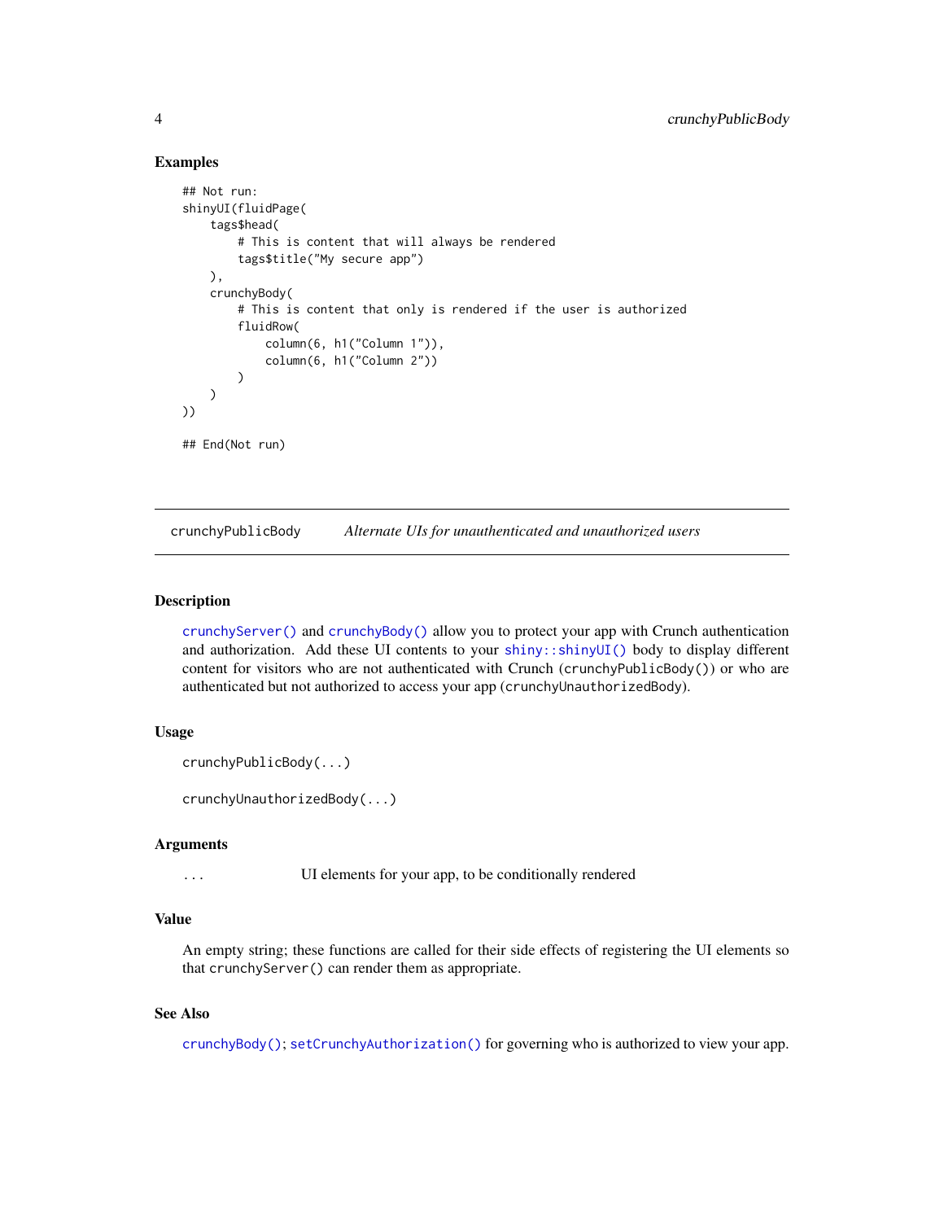### Examples

```
## Not run:
shinyUI(fluidPage(
    tags$head(
        # This is content that will always be rendered
        tags$title("My secure app")
    ),
    crunchyBody(
        # This is content that only is rendered if the user is authorized
        fluidRow(
            column(6, h1("Column 1")),
            column(6, h1("Column 2"))
        )
    )
))

## End(Not run)
```

---

## crunchyPublicBody — *Alternate UIs for unauthenticated and unauthorized users*

---

### Description

`crunchyServer()` and `crunchyBody()` allow you to protect your app with Crunch authentication and authorization. Add these UI contents to your `shiny::shinyUI()` body to display different content for visitors who are not authenticated with Crunch (`crunchyPublicBody()`) or who are authenticated but not authorized to access your app (`crunchyUnauthorizedBody`).

### Usage

```
crunchyPublicBody(...)

crunchyUnauthorizedBody(...)
```

### Arguments

| | |
|---|---|
| `...` | UI elements for your app, to be conditionally rendered |

### Value

An empty string; these functions are called for their side effects of registering the UI elements so that `crunchyServer()` can render them as appropriate.

### See Also

`crunchyBody()`; `setCrunchyAuthorization()` for governing who is authorized to view your app.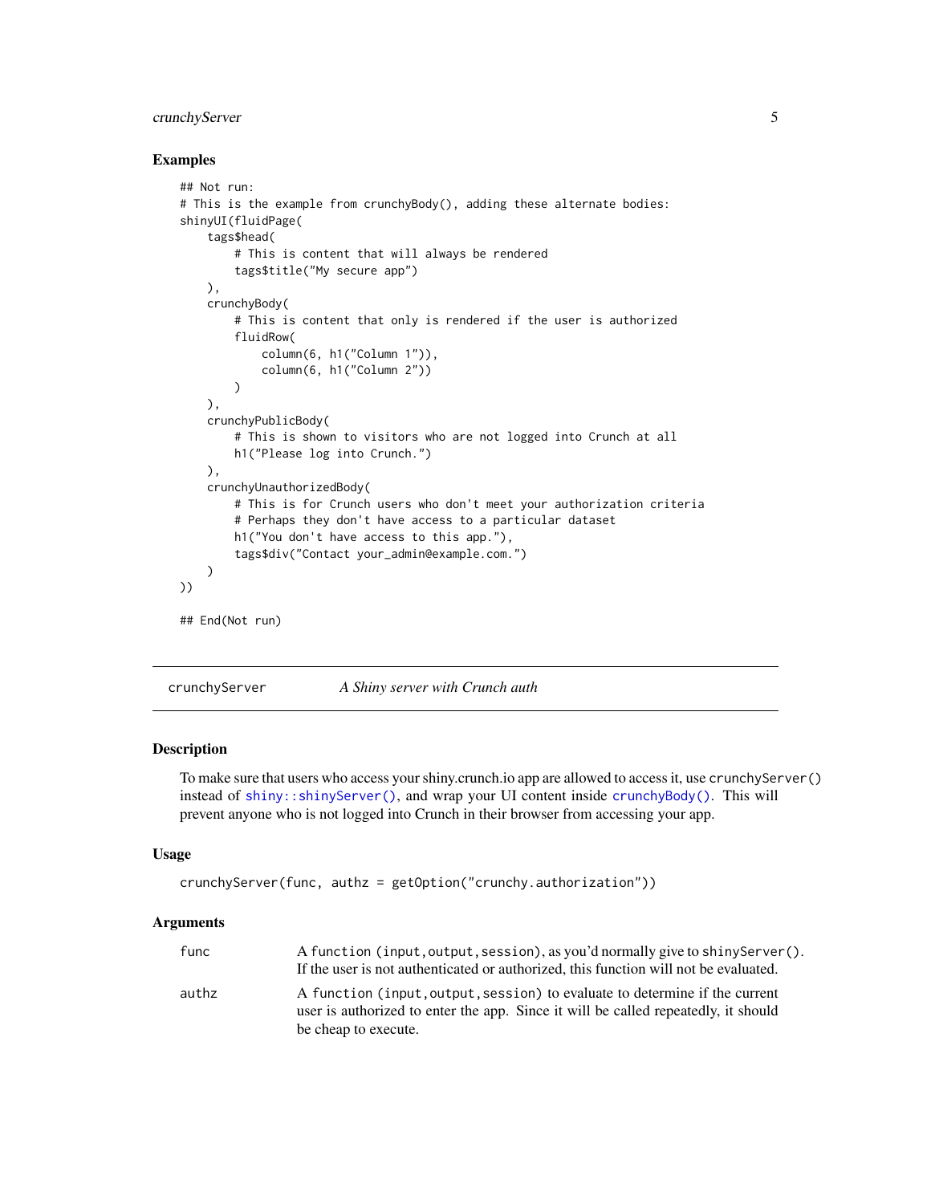## Examples

```
## Not run:
# This is the example from crunchyBody(), adding these alternate bodies:
shinyUI(fluidPage(
    tags$head(
        # This is content that will always be rendered
        tags$title("My secure app")
    ),
    crunchyBody(
        # This is content that only is rendered if the user is authorized
        fluidRow(
            column(6, h1("Column 1")),
            column(6, h1("Column 2"))
        )
    ),
    crunchyPublicBody(
        # This is shown to visitors who are not logged into Crunch at all
        h1("Please log into Crunch.")
    ),
    crunchyUnauthorizedBody(
        # This is for Crunch users who don't meet your authorization criteria
        # Perhaps they don't have access to a particular dataset
        h1("You don't have access to this app."),
        tags$div("Contact your_admin@example.com.")
    )
))

## End(Not run)
```

---

# crunchyServer — *A Shiny server with Crunch auth*

## Description

To make sure that users who access your shiny.crunch.io app are allowed to access it, use `crunchyServer()` instead of `shiny::shinyServer()`, and wrap your UI content inside `crunchyBody()`. This will prevent anyone who is not logged into Crunch in their browser from accessing your app.

## Usage

```
crunchyServer(func, authz = getOption("crunchy.authorization"))
```

## Arguments

| Argument | Description |
|---|---|
| `func` | A function `(input,output,session)`, as you'd normally give to `shinyServer()`. If the user is not authenticated or authorized, this function will not be evaluated. |
| `authz` | A function `(input,output,session)` to evaluate to determine if the current user is authorized to enter the app. Since it will be called repeatedly, it should be cheap to execute. |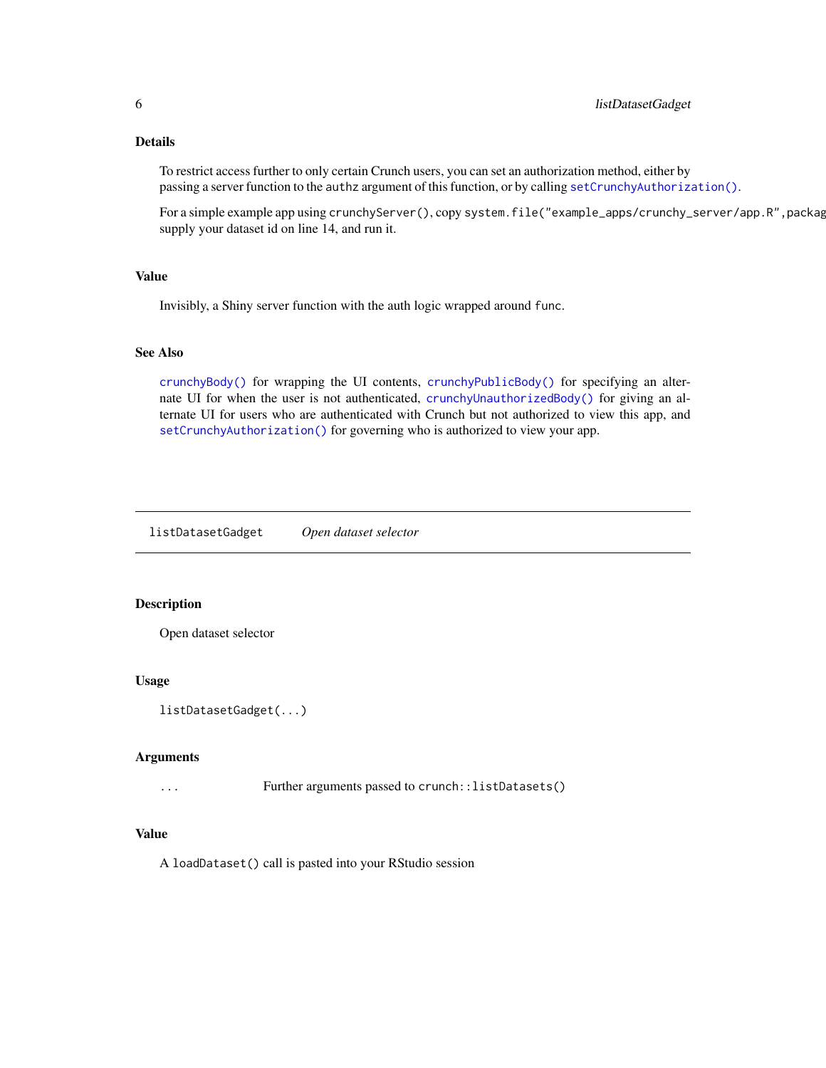### Details

To restrict access further to only certain Crunch users, you can set an authorization method, either by passing a server function to the `authz` argument of this function, or by calling `setCrunchyAuthorization()`.

For a simple example app using `crunchyServer()`, copy `system.file("example_apps/crunchy_server/app.R",packag` supply your dataset id on line 14, and run it.

### Value

Invisibly, a Shiny server function with the auth logic wrapped around `func`.

### See Also

`crunchyBody()` for wrapping the UI contents, `crunchyPublicBody()` for specifying an alternate UI for when the user is not authenticated, `crunchyUnauthorizedBody()` for giving an alternate UI for users who are authenticated with Crunch but not authorized to view this app, and `setCrunchyAuthorization()` for governing who is authorized to view your app.

---

## listDatasetGadget — *Open dataset selector*

### Description

Open dataset selector

### Usage

```
listDatasetGadget(...)
```

### Arguments

| | |
|---|---|
| `...` | Further arguments passed to `crunch::listDatasets()` |

### Value

A `loadDataset()` call is pasted into your RStudio session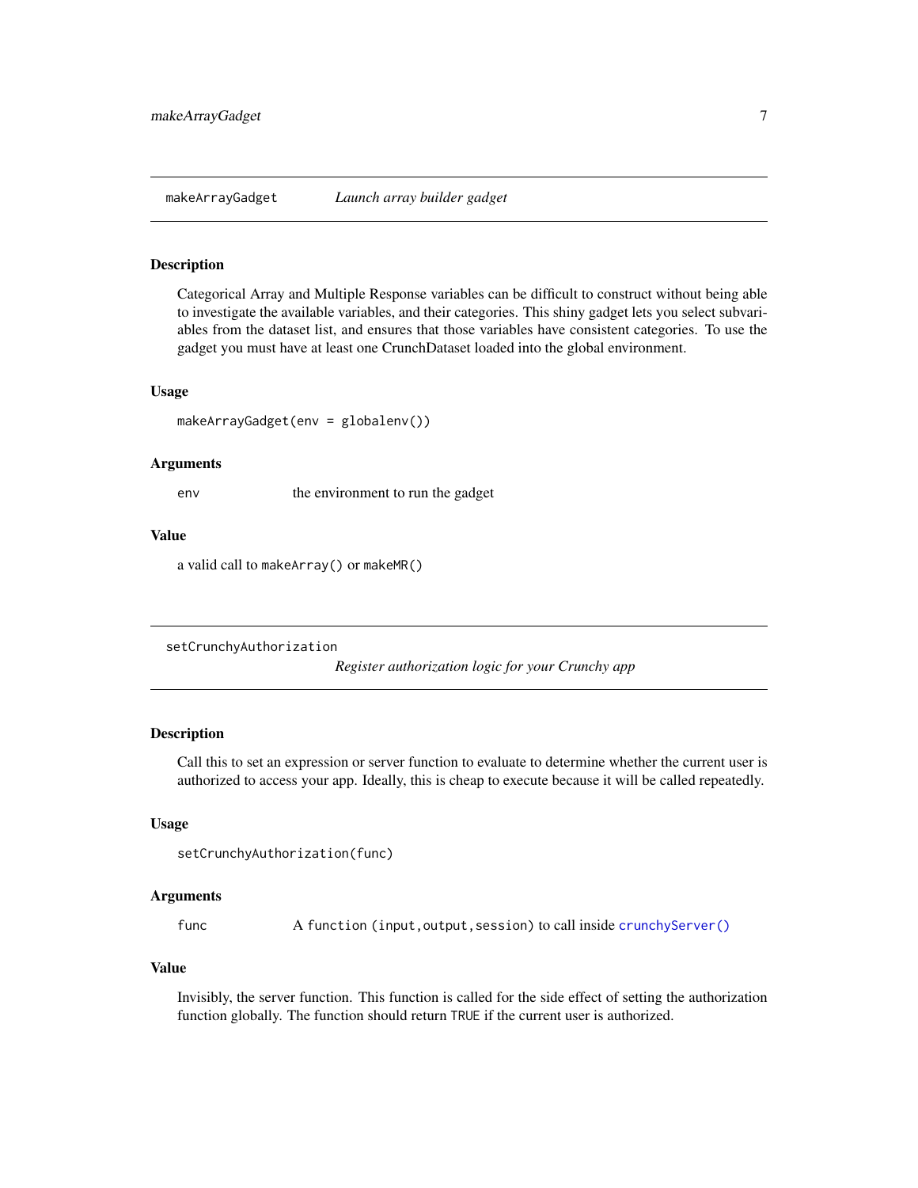## makeArrayGadget — *Launch array builder gadget*

### Description

Categorical Array and Multiple Response variables can be difficult to construct without being able to investigate the available variables, and their categories. This shiny gadget lets you select subvariables from the dataset list, and ensures that those variables have consistent categories. To use the gadget you must have at least one CrunchDataset loaded into the global environment.

### Usage

```
makeArrayGadget(env = globalenv())
```

### Arguments

| | |
|---|---|
| `env` | the environment to run the gadget |

### Value

a valid call to `makeArray()` or `makeMR()`

## setCrunchyAuthorization — *Register authorization logic for your Crunchy app*

### Description

Call this to set an expression or server function to evaluate to determine whether the current user is authorized to access your app. Ideally, this is cheap to execute because it will be called repeatedly.

### Usage

```
setCrunchyAuthorization(func)
```

### Arguments

| | |
|---|---|
| `func` | A `function (input,output,session)` to call inside `crunchyServer()` |

### Value

Invisibly, the server function. This function is called for the side effect of setting the authorization function globally. The function should return `TRUE` if the current user is authorized.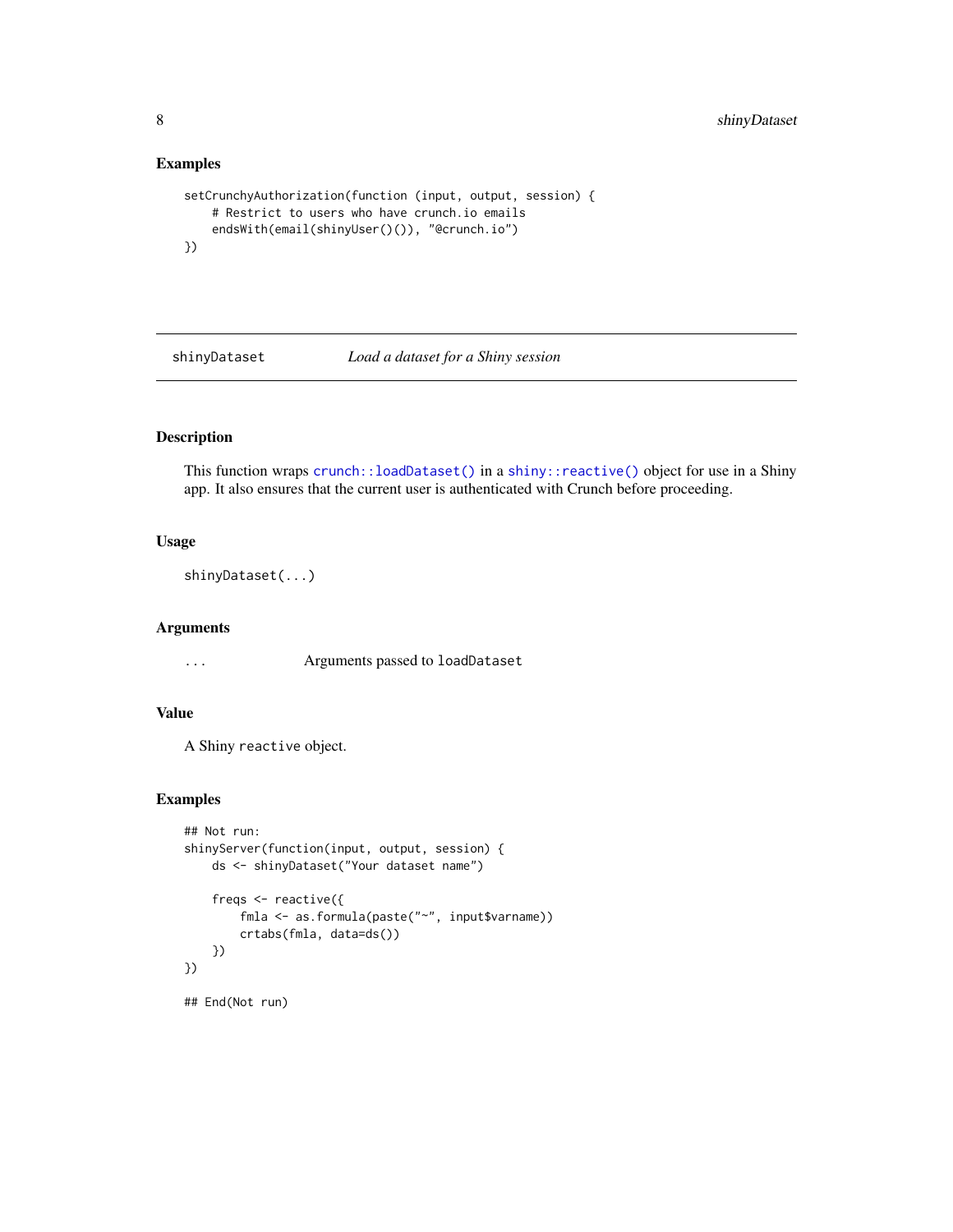### Examples

```
setCrunchyAuthorization(function (input, output, session) {
    # Restrict to users who have crunch.io emails
    endsWith(email(shinyUser()()), "@crunch.io")
})
```

## shinyDataset — *Load a dataset for a Shiny session*

### Description

This function wraps `crunch::loadDataset()` in a `shiny::reactive()` object for use in a Shiny app. It also ensures that the current user is authenticated with Crunch before proceeding.

### Usage

```
shinyDataset(...)
```

### Arguments

| | |
|---|---|
| `...` | Arguments passed to `loadDataset` |

### Value

A Shiny `reactive` object.

### Examples

```
## Not run:
shinyServer(function(input, output, session) {
    ds <- shinyDataset("Your dataset name")

    freqs <- reactive({
        fmla <- as.formula(paste("~", input$varname))
        crtabs(fmla, data=ds())
    })
})

## End(Not run)
```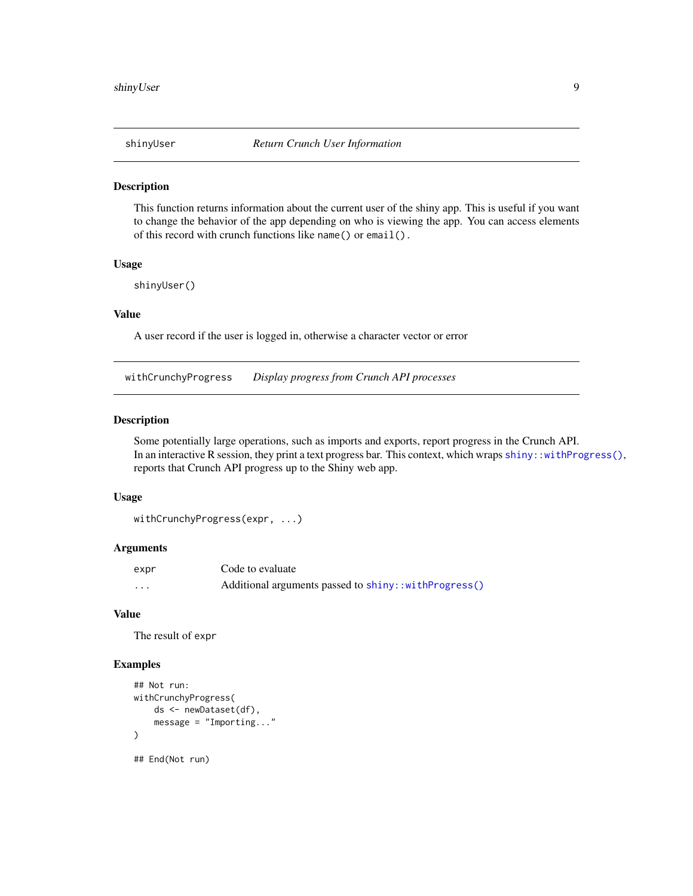## shinyUser — *Return Crunch User Information*

### Description

This function returns information about the current user of the shiny app. This is useful if you want to change the behavior of the app depending on who is viewing the app. You can access elements of this record with crunch functions like `name()` or `email()`.

### Usage

```
shinyUser()
```

### Value

A user record if the user is logged in, otherwise a character vector or error

## withCrunchyProgress — *Display progress from Crunch API processes*

### Description

Some potentially large operations, such as imports and exports, report progress in the Crunch API. In an interactive R session, they print a text progress bar. This context, which wraps `shiny::withProgress()`, reports that Crunch API progress up to the Shiny web app.

### Usage

```
withCrunchyProgress(expr, ...)
```

### Arguments

| | |
|---|---|
| `expr` | Code to evaluate |
| `...` | Additional arguments passed to `shiny::withProgress()` |

### Value

The result of `expr`

### Examples

```
## Not run:
withCrunchyProgress(
    ds <- newDataset(df),
    message = "Importing..."
)

## End(Not run)
```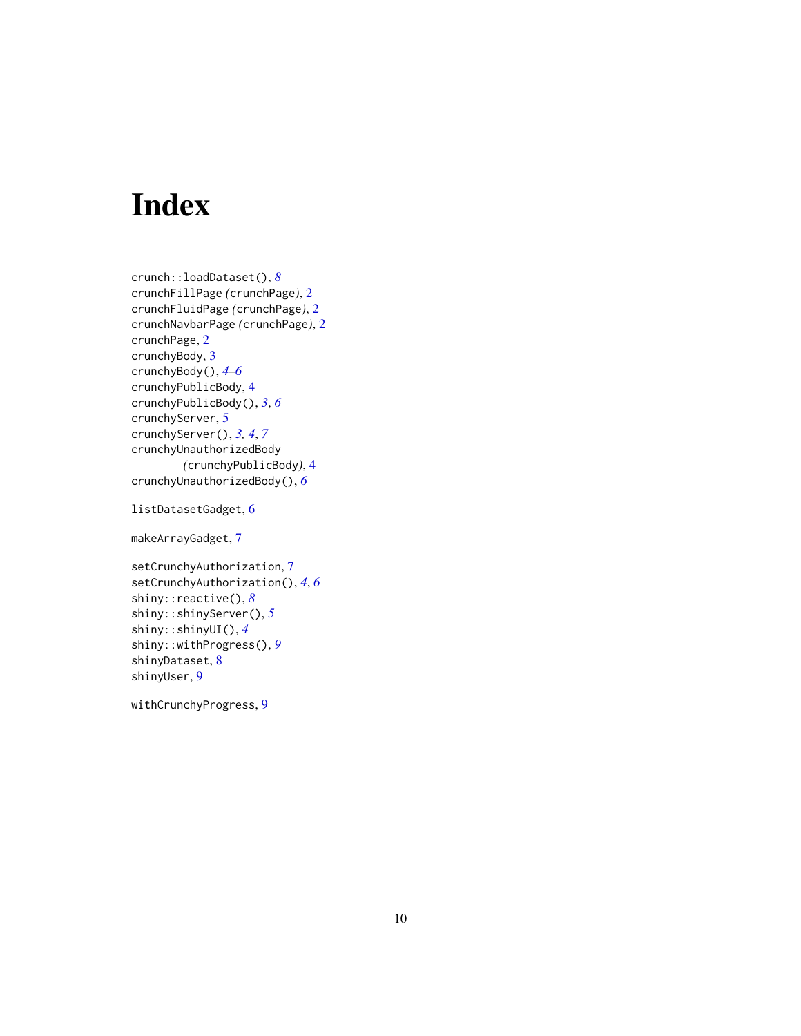# Index

crunch::loadDataset(), *8*
crunchFillPage *(*crunchPage*)*, 2
crunchFluidPage *(*crunchPage*)*, 2
crunchNavbarPage *(*crunchPage*)*, 2
crunchPage, 2
crunchyBody, 3
crunchyBody(), *4–6*
crunchyPublicBody, 4
crunchyPublicBody(), *3*, *6*
crunchyServer, 5
crunchyServer(), *3, 4*, *7*
crunchyUnauthorizedBody
    *(*crunchyPublicBody*)*, 4
crunchyUnauthorizedBody(), *6*

listDatasetGadget, 6

makeArrayGadget, 7

setCrunchyAuthorization, 7
setCrunchyAuthorization(), *4*, *6*
shiny::reactive(), *8*
shiny::shinyServer(), *5*
shiny::shinyUI(), *4*
shiny::withProgress(), *9*
shinyDataset, 8
shinyUser, 9

withCrunchyProgress, 9